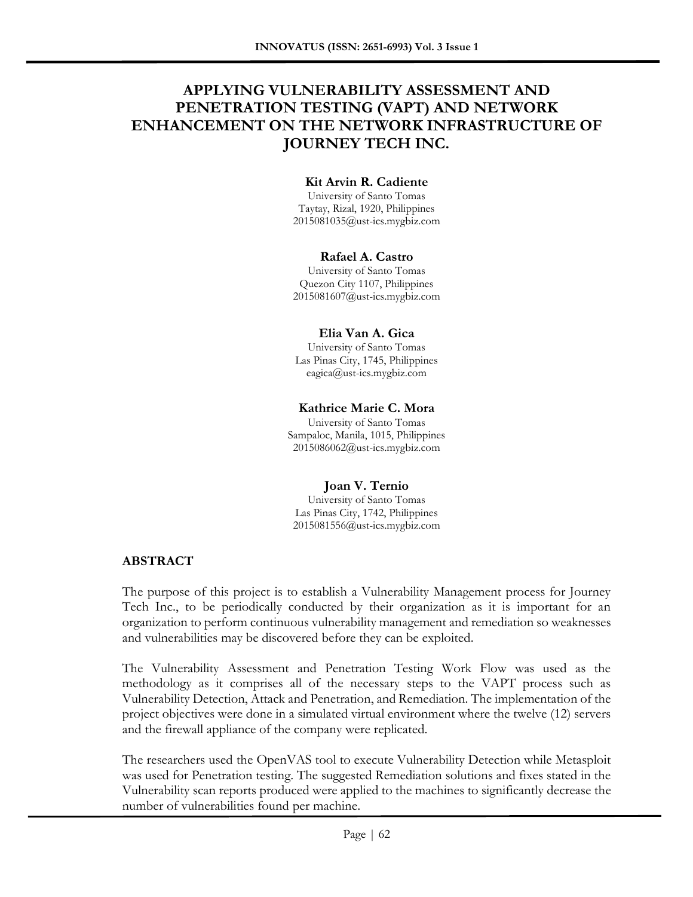# APPLYING VULNERABILITY ASSESSMENT AND PENETRATION TESTING (VAPT) AND NETWORK ENHANCEMENT ON THE NETWORK INFRASTRUCTURE OF JOURNEY TECH INC.

**Kit Arvin R. Cadiente**
University of Santo Tomas
Taytay, Rizal, 1920, Philippines
2015081035@ust-ics.mygbiz.com

**Rafael A. Castro**
University of Santo Tomas
Quezon City 1107, Philippines
2015081607@ust-ics.mygbiz.com

**Elia Van A. Gica**
University of Santo Tomas
Las Pinas City, 1745, Philippines
eagica@ust-ics.mygbiz.com

**Kathrice Marie C. Mora**
University of Santo Tomas
Sampaloc, Manila, 1015, Philippines
2015086062@ust-ics.mygbiz.com

**Joan V. Ternio**
University of Santo Tomas
Las Pinas City, 1742, Philippines
2015081556@ust-ics.mygbiz.com

## ABSTRACT

The purpose of this project is to establish a Vulnerability Management process for Journey Tech Inc., to be periodically conducted by their organization as it is important for an organization to perform continuous vulnerability management and remediation so weaknesses and vulnerabilities may be discovered before they can be exploited.

The Vulnerability Assessment and Penetration Testing Work Flow was used as the methodology as it comprises all of the necessary steps to the VAPT process such as Vulnerability Detection, Attack and Penetration, and Remediation. The implementation of the project objectives were done in a simulated virtual environment where the twelve (12) servers and the firewall appliance of the company were replicated.

The researchers used the OpenVAS tool to execute Vulnerability Detection while Metasploit was used for Penetration testing. The suggested Remediation solutions and fixes stated in the Vulnerability scan reports produced were applied to the machines to significantly decrease the number of vulnerabilities found per machine.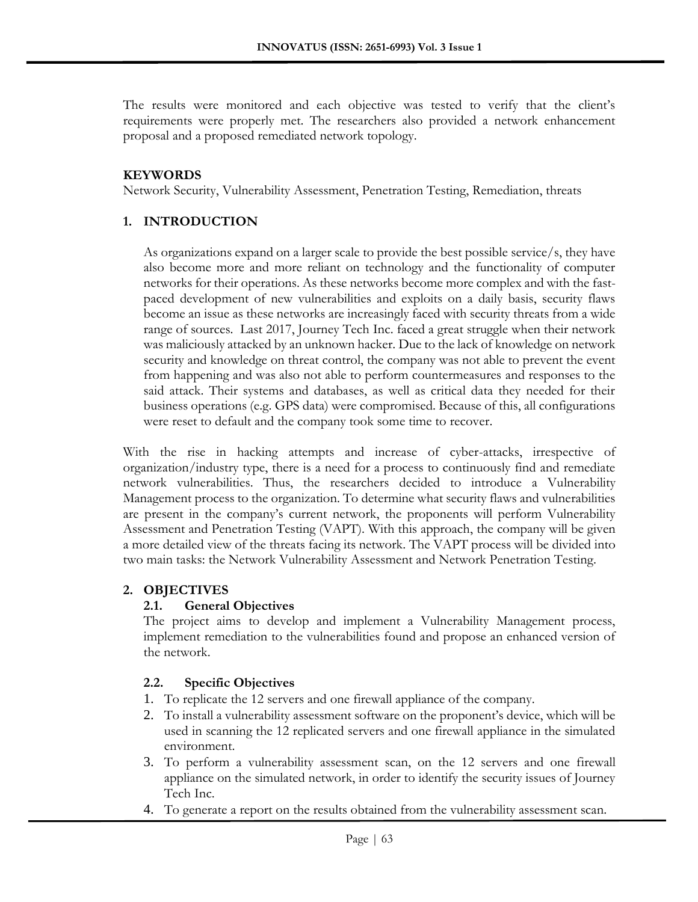The results were monitored and each objective was tested to verify that the client's requirements were properly met. The researchers also provided a network enhancement proposal and a proposed remediated network topology.

**KEYWORDS**

Network Security, Vulnerability Assessment, Penetration Testing, Remediation, threats

## 1. INTRODUCTION

As organizations expand on a larger scale to provide the best possible service/s, they have also become more and more reliant on technology and the functionality of computer networks for their operations. As these networks become more complex and with the fast-paced development of new vulnerabilities and exploits on a daily basis, security flaws become an issue as these networks are increasingly faced with security threats from a wide range of sources. Last 2017, Journey Tech Inc. faced a great struggle when their network was maliciously attacked by an unknown hacker. Due to the lack of knowledge on network security and knowledge on threat control, the company was not able to prevent the event from happening and was also not able to perform countermeasures and responses to the said attack. Their systems and databases, as well as critical data they needed for their business operations (e.g. GPS data) were compromised. Because of this, all configurations were reset to default and the company took some time to recover.

With the rise in hacking attempts and increase of cyber-attacks, irrespective of organization/industry type, there is a need for a process to continuously find and remediate network vulnerabilities. Thus, the researchers decided to introduce a Vulnerability Management process to the organization. To determine what security flaws and vulnerabilities are present in the company's current network, the proponents will perform Vulnerability Assessment and Penetration Testing (VAPT). With this approach, the company will be given a more detailed view of the threats facing its network. The VAPT process will be divided into two main tasks: the Network Vulnerability Assessment and Network Penetration Testing.

## 2. OBJECTIVES

### 2.1. General Objectives

The project aims to develop and implement a Vulnerability Management process, implement remediation to the vulnerabilities found and propose an enhanced version of the network.

### 2.2. Specific Objectives

1. To replicate the 12 servers and one firewall appliance of the company.
2. To install a vulnerability assessment software on the proponent's device, which will be used in scanning the 12 replicated servers and one firewall appliance in the simulated environment.
3. To perform a vulnerability assessment scan, on the 12 servers and one firewall appliance on the simulated network, in order to identify the security issues of Journey Tech Inc.
4. To generate a report on the results obtained from the vulnerability assessment scan.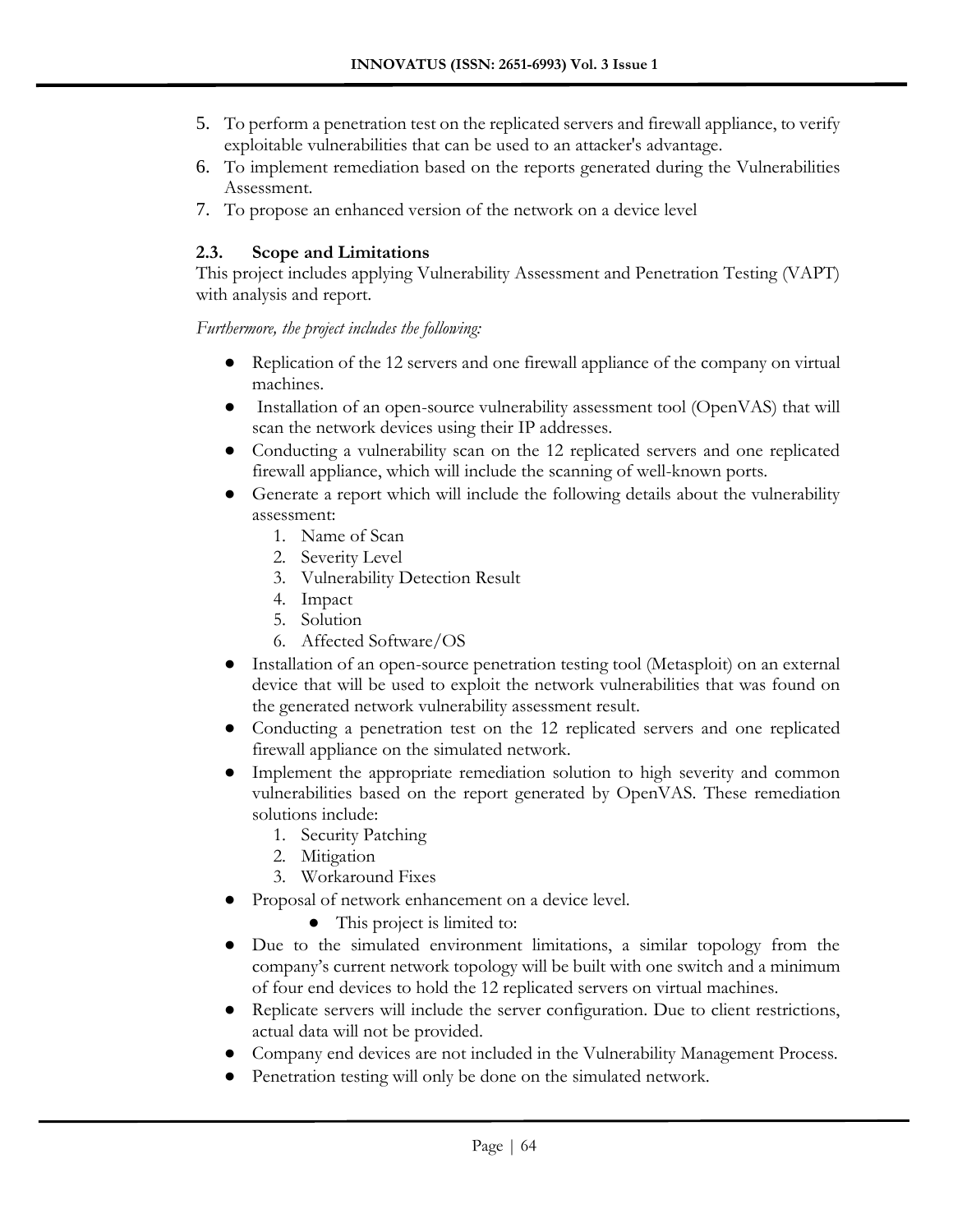5. To perform a penetration test on the replicated servers and firewall appliance, to verify exploitable vulnerabilities that can be used to an attacker's advantage.
6. To implement remediation based on the reports generated during the Vulnerabilities Assessment.
7. To propose an enhanced version of the network on a device level

### 2.3. Scope and Limitations

This project includes applying Vulnerability Assessment and Penetration Testing (VAPT) with analysis and report.

*Furthermore, the project includes the following:*

- Replication of the 12 servers and one firewall appliance of the company on virtual machines.
- Installation of an open-source vulnerability assessment tool (OpenVAS) that will scan the network devices using their IP addresses.
- Conducting a vulnerability scan on the 12 replicated servers and one replicated firewall appliance, which will include the scanning of well-known ports.
- Generate a report which will include the following details about the vulnerability assessment:
    1. Name of Scan
    2. Severity Level
    3. Vulnerability Detection Result
    4. Impact
    5. Solution
    6. Affected Software/OS
- Installation of an open-source penetration testing tool (Metasploit) on an external device that will be used to exploit the network vulnerabilities that was found on the generated network vulnerability assessment result.
- Conducting a penetration test on the 12 replicated servers and one replicated firewall appliance on the simulated network.
- Implement the appropriate remediation solution to high severity and common vulnerabilities based on the report generated by OpenVAS. These remediation solutions include:
    1. Security Patching
    2. Mitigation
    3. Workaround Fixes
- Proposal of network enhancement on a device level.
    - This project is limited to:
- Due to the simulated environment limitations, a similar topology from the company's current network topology will be built with one switch and a minimum of four end devices to hold the 12 replicated servers on virtual machines.
- Replicate servers will include the server configuration. Due to client restrictions, actual data will not be provided.
- Company end devices are not included in the Vulnerability Management Process.
- Penetration testing will only be done on the simulated network.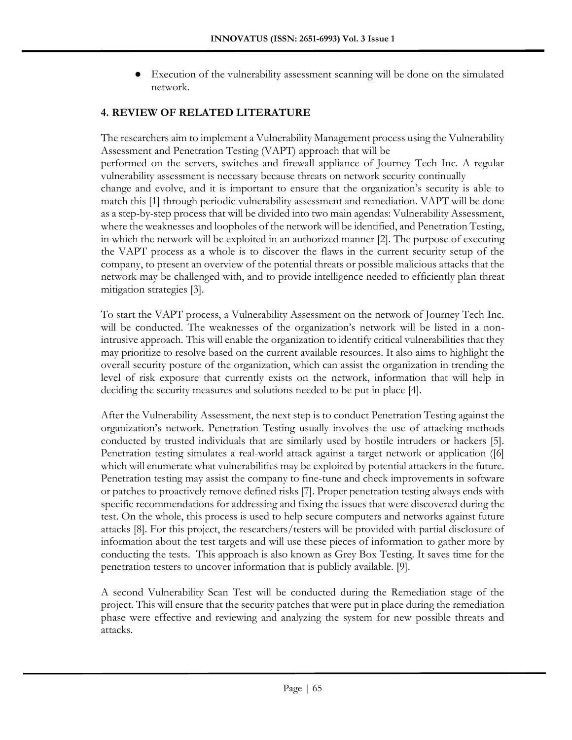- Execution of the vulnerability assessment scanning will be done on the simulated network.

## 4. REVIEW OF RELATED LITERATURE

The researchers aim to implement a Vulnerability Management process using the Vulnerability Assessment and Penetration Testing (VAPT) approach that will be performed on the servers, switches and firewall appliance of Journey Tech Inc. A regular vulnerability assessment is necessary because threats on network security continually change and evolve, and it is important to ensure that the organization's security is able to match this [1] through periodic vulnerability assessment and remediation. VAPT will be done as a step-by-step process that will be divided into two main agendas: Vulnerability Assessment, where the weaknesses and loopholes of the network will be identified, and Penetration Testing, in which the network will be exploited in an authorized manner [2]. The purpose of executing the VAPT process as a whole is to discover the flaws in the current security setup of the company, to present an overview of the potential threats or possible malicious attacks that the network may be challenged with, and to provide intelligence needed to efficiently plan threat mitigation strategies [3].

To start the VAPT process, a Vulnerability Assessment on the network of Journey Tech Inc. will be conducted. The weaknesses of the organization's network will be listed in a non-intrusive approach. This will enable the organization to identify critical vulnerabilities that they may prioritize to resolve based on the current available resources. It also aims to highlight the overall security posture of the organization, which can assist the organization in trending the level of risk exposure that currently exists on the network, information that will help in deciding the security measures and solutions needed to be put in place [4].

After the Vulnerability Assessment, the next step is to conduct Penetration Testing against the organization's network. Penetration Testing usually involves the use of attacking methods conducted by trusted individuals that are similarly used by hostile intruders or hackers [5]. Penetration testing simulates a real-world attack against a target network or application ([6] which will enumerate what vulnerabilities may be exploited by potential attackers in the future. Penetration testing may assist the company to fine-tune and check improvements in software or patches to proactively remove defined risks [7]. Proper penetration testing always ends with specific recommendations for addressing and fixing the issues that were discovered during the test. On the whole, this process is used to help secure computers and networks against future attacks [8]. For this project, the researchers/testers will be provided with partial disclosure of information about the test targets and will use these pieces of information to gather more by conducting the tests. This approach is also known as Grey Box Testing. It saves time for the penetration testers to uncover information that is publicly available. [9].

A second Vulnerability Scan Test will be conducted during the Remediation stage of the project. This will ensure that the security patches that were put in place during the remediation phase were effective and reviewing and analyzing the system for new possible threats and attacks.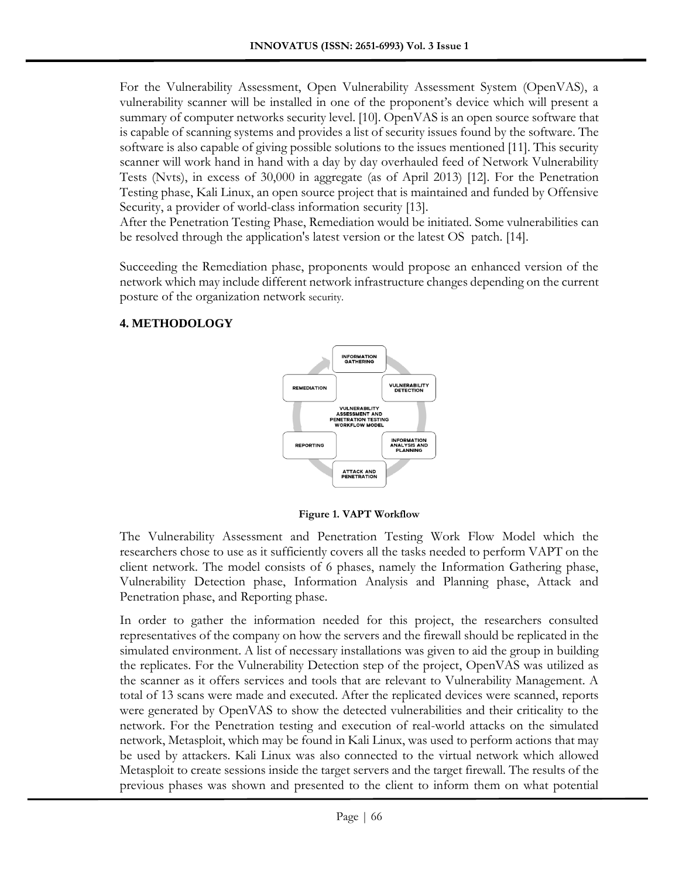For the Vulnerability Assessment, Open Vulnerability Assessment System (OpenVAS), a vulnerability scanner will be installed in one of the proponent's device which will present a summary of computer networks security level. [10]. OpenVAS is an open source software that is capable of scanning systems and provides a list of security issues found by the software. The software is also capable of giving possible solutions to the issues mentioned [11]. This security scanner will work hand in hand with a day by day overhauled feed of Network Vulnerability Tests (Nvts), in excess of 30,000 in aggregate (as of April 2013) [12]. For the Penetration Testing phase, Kali Linux, an open source project that is maintained and funded by Offensive Security, a provider of world-class information security [13].
After the Penetration Testing Phase, Remediation would be initiated. Some vulnerabilities can be resolved through the application's latest version or the latest OS patch. [14].

Succeeding the Remediation phase, proponents would propose an enhanced version of the network which may include different network infrastructure changes depending on the current posture of the organization network security.

## 4. METHODOLOGY

**Figure 1. VAPT Workflow**

The Vulnerability Assessment and Penetration Testing Work Flow Model which the researchers chose to use as it sufficiently covers all the tasks needed to perform VAPT on the client network. The model consists of 6 phases, namely the Information Gathering phase, Vulnerability Detection phase, Information Analysis and Planning phase, Attack and Penetration phase, and Reporting phase.

In order to gather the information needed for this project, the researchers consulted representatives of the company on how the servers and the firewall should be replicated in the simulated environment. A list of necessary installations was given to aid the group in building the replicates. For the Vulnerability Detection step of the project, OpenVAS was utilized as the scanner as it offers services and tools that are relevant to Vulnerability Management. A total of 13 scans were made and executed. After the replicated devices were scanned, reports were generated by OpenVAS to show the detected vulnerabilities and their criticality to the network. For the Penetration testing and execution of real-world attacks on the simulated network, Metasploit, which may be found in Kali Linux, was used to perform actions that may be used by attackers. Kali Linux was also connected to the virtual network which allowed Metasploit to create sessions inside the target servers and the target firewall. The results of the previous phases was shown and presented to the client to inform them on what potential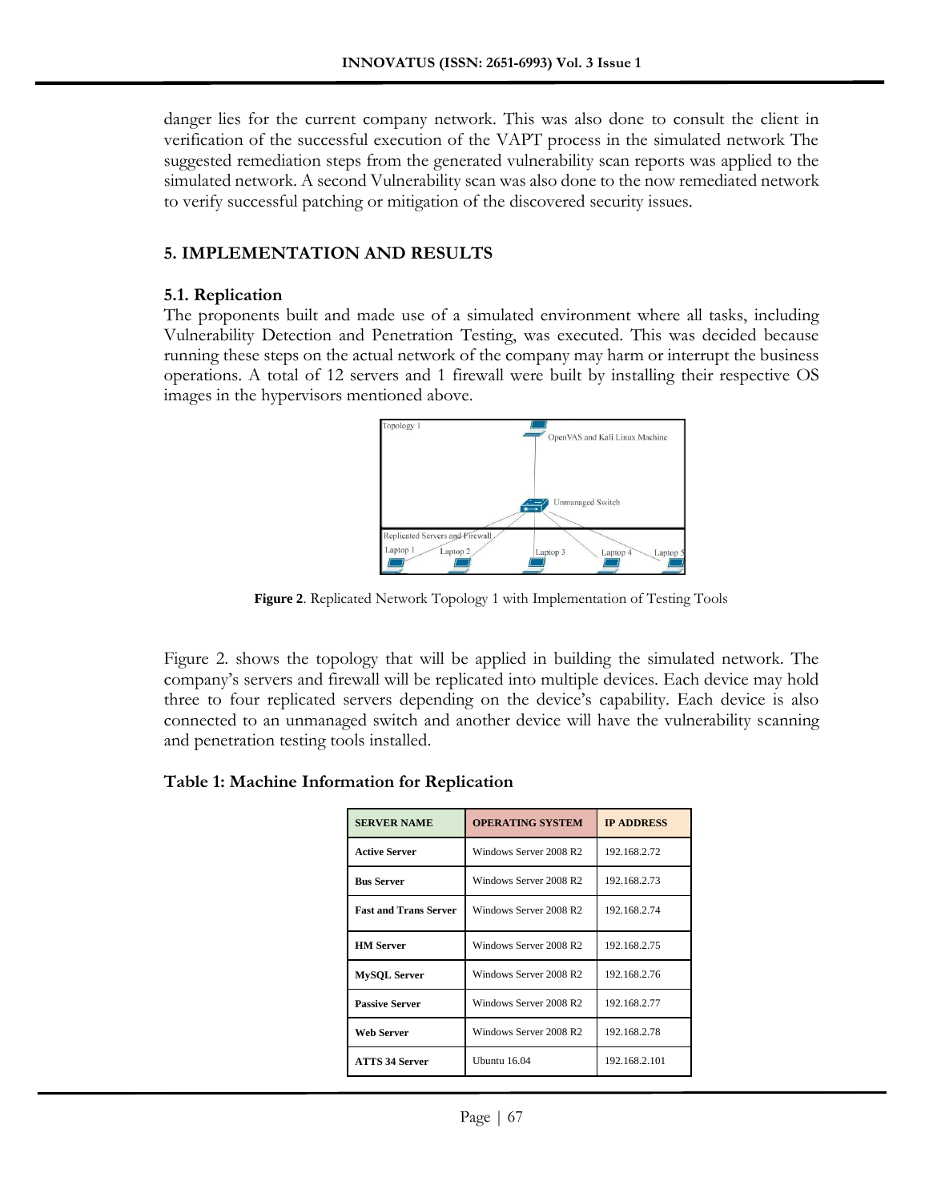danger lies for the current company network. This was also done to consult the client in verification of the successful execution of the VAPT process in the simulated network The suggested remediation steps from the generated vulnerability scan reports was applied to the simulated network. A second Vulnerability scan was also done to the now remediated network to verify successful patching or mitigation of the discovered security issues.

## 5. IMPLEMENTATION AND RESULTS

### 5.1. Replication

The proponents built and made use of a simulated environment where all tasks, including Vulnerability Detection and Penetration Testing, was executed. This was decided because running these steps on the actual network of the company may harm or interrupt the business operations. A total of 12 servers and 1 firewall were built by installing their respective OS images in the hypervisors mentioned above.

**Figure 2**. Replicated Network Topology 1 with Implementation of Testing Tools

Figure 2. shows the topology that will be applied in building the simulated network. The company's servers and firewall will be replicated into multiple devices. Each device may hold three to four replicated servers depending on the device's capability. Each device is also connected to an unmanaged switch and another device will have the vulnerability scanning and penetration testing tools installed.

**Table 1: Machine Information for Replication**

| SERVER NAME | OPERATING SYSTEM | IP ADDRESS |
| --- | --- | --- |
| **Active Server** | Windows Server 2008 R2 | 192.168.2.72 |
| **Bus Server** | Windows Server 2008 R2 | 192.168.2.73 |
| **Fast and Trans Server** | Windows Server 2008 R2 | 192.168.2.74 |
| **HM Server** | Windows Server 2008 R2 | 192.168.2.75 |
| **MySQL Server** | Windows Server 2008 R2 | 192.168.2.76 |
| **Passive Server** | Windows Server 2008 R2 | 192.168.2.77 |
| **Web Server** | Windows Server 2008 R2 | 192.168.2.78 |
| **ATTS 34 Server** | Ubuntu 16.04 | 192.168.2.101 |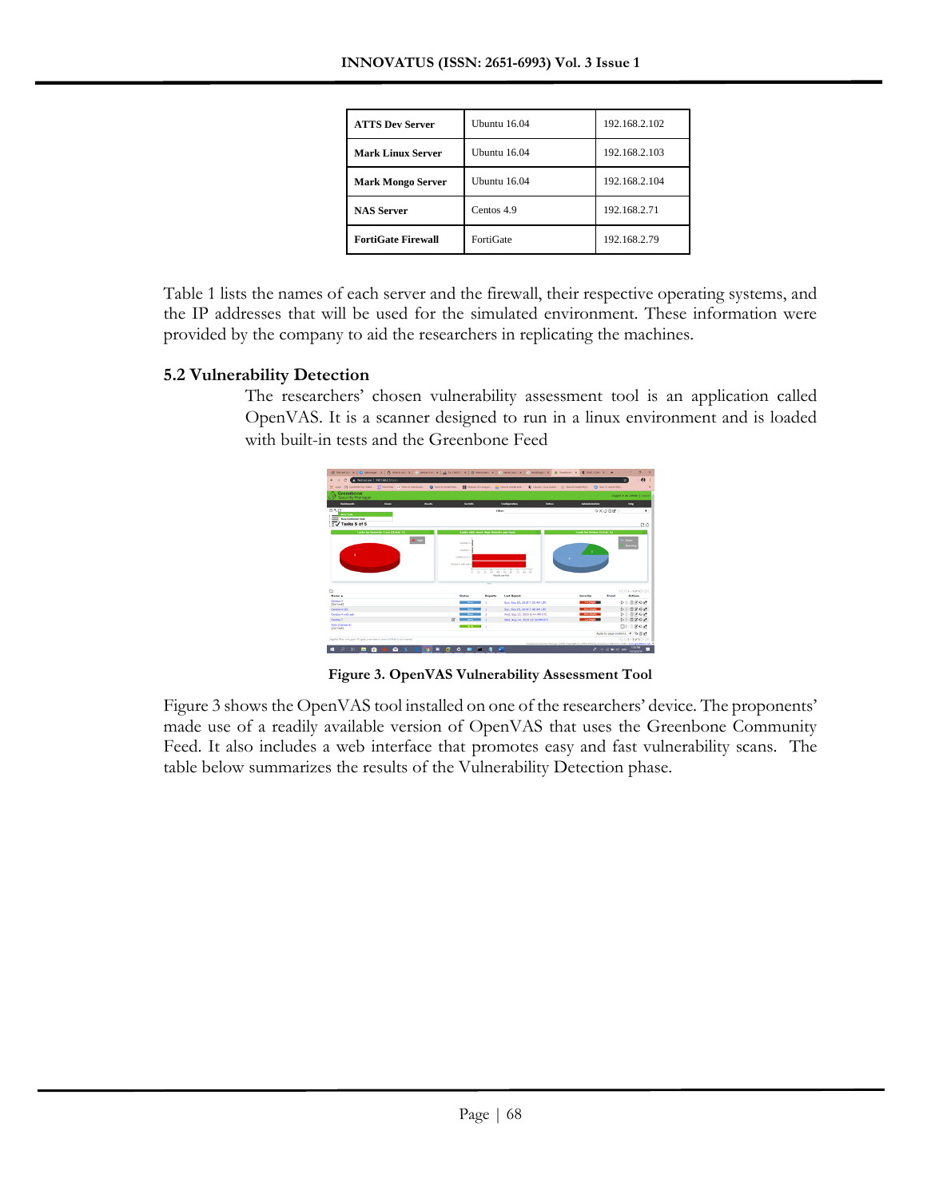| ATTS Dev Server | Ubuntu 16.04 | 192.168.2.102 |
|---|---|---|
| **Mark Linux Server** | Ubuntu 16.04 | 192.168.2.103 |
| **Mark Mongo Server** | Ubuntu 16.04 | 192.168.2.104 |
| **NAS Server** | Centos 4.9 | 192.168.2.71 |
| **FortiGate Firewall** | FortiGate | 192.168.2.79 |

Table 1 lists the names of each server and the firewall, their respective operating systems, and the IP addresses that will be used for the simulated environment. These information were provided by the company to aid the researchers in replicating the machines.

### 5.2 Vulnerability Detection

The researchers' chosen vulnerability assessment tool is an application called OpenVAS. It is a scanner designed to run in a linux environment and is loaded with built-in tests and the Greenbone Feed

**Figure 3. OpenVAS Vulnerability Assessment Tool**

Figure 3 shows the OpenVAS tool installed on one of the researchers' device. The proponents' made use of a readily available version of OpenVAS that uses the Greenbone Community Feed. It also includes a web interface that promotes easy and fast vulnerability scans. The table below summarizes the results of the Vulnerability Detection phase.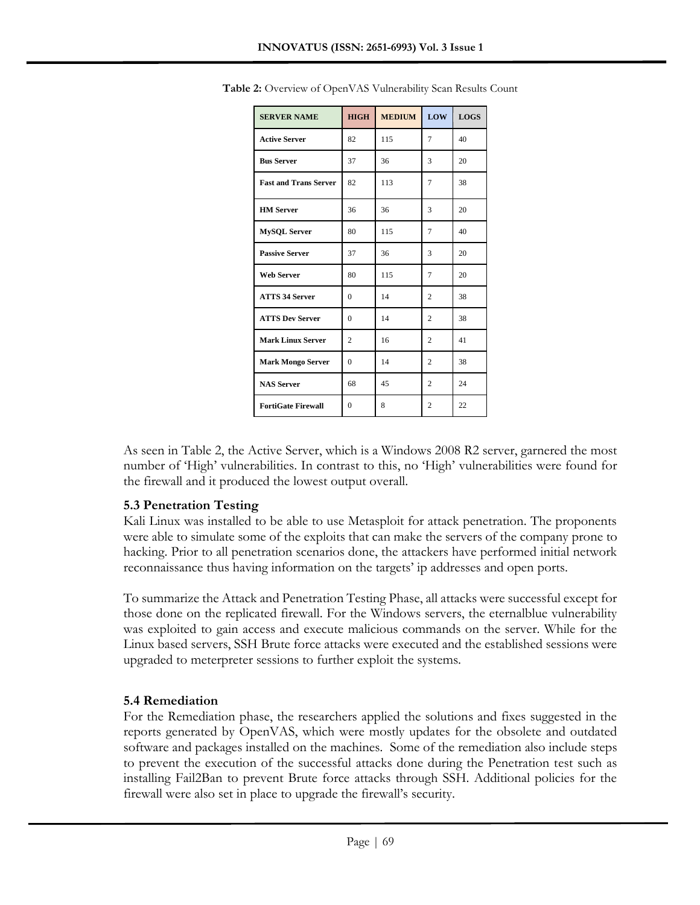**Table 2:** Overview of OpenVAS Vulnerability Scan Results Count

| SERVER NAME | HIGH | MEDIUM | LOW | LOGS |
|---|---|---|---|---|
| **Active Server** | 82 | 115 | 7 | 40 |
| **Bus Server** | 37 | 36 | 3 | 20 |
| **Fast and Trans Server** | 82 | 113 | 7 | 38 |
| **HM Server** | 36 | 36 | 3 | 20 |
| **MySQL Server** | 80 | 115 | 7 | 40 |
| **Passive Server** | 37 | 36 | 3 | 20 |
| **Web Server** | 80 | 115 | 7 | 20 |
| **ATTS 34 Server** | 0 | 14 | 2 | 38 |
| **ATTS Dev Server** | 0 | 14 | 2 | 38 |
| **Mark Linux Server** | 2 | 16 | 2 | 41 |
| **Mark Mongo Server** | 0 | 14 | 2 | 38 |
| **NAS Server** | 68 | 45 | 2 | 24 |
| **FortiGate Firewall** | 0 | 8 | 2 | 22 |

As seen in Table 2, the Active Server, which is a Windows 2008 R2 server, garnered the most number of 'High' vulnerabilities. In contrast to this, no 'High' vulnerabilities were found for the firewall and it produced the lowest output overall.

### 5.3 Penetration Testing

Kali Linux was installed to be able to use Metasploit for attack penetration. The proponents were able to simulate some of the exploits that can make the servers of the company prone to hacking. Prior to all penetration scenarios done, the attackers have performed initial network reconnaissance thus having information on the targets' ip addresses and open ports.

To summarize the Attack and Penetration Testing Phase, all attacks were successful except for those done on the replicated firewall. For the Windows servers, the eternalblue vulnerability was exploited to gain access and execute malicious commands on the server. While for the Linux based servers, SSH Brute force attacks were executed and the established sessions were upgraded to meterpreter sessions to further exploit the systems.

### 5.4 Remediation

For the Remediation phase, the researchers applied the solutions and fixes suggested in the reports generated by OpenVAS, which were mostly updates for the obsolete and outdated software and packages installed on the machines. Some of the remediation also include steps to prevent the execution of the successful attacks done during the Penetration test such as installing Fail2Ban to prevent Brute force attacks through SSH. Additional policies for the firewall were also set in place to upgrade the firewall's security.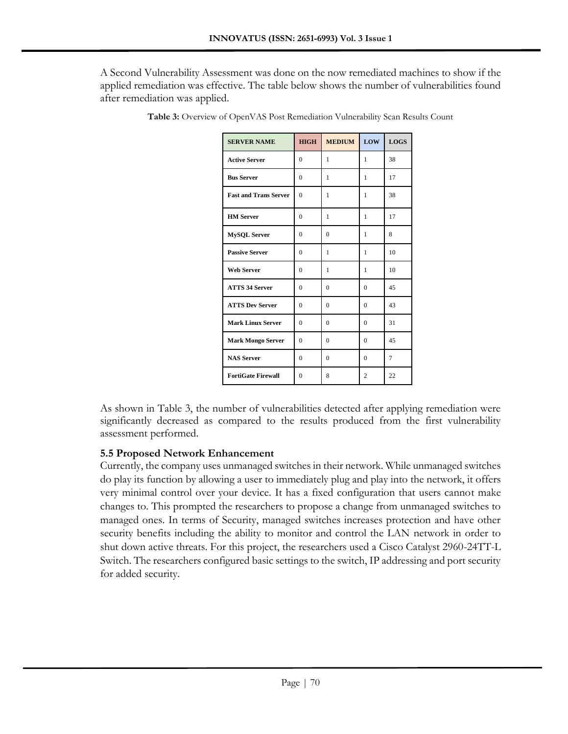A Second Vulnerability Assessment was done on the now remediated machines to show if the applied remediation was effective. The table below shows the number of vulnerabilities found after remediation was applied.

**Table 3:** Overview of OpenVAS Post Remediation Vulnerability Scan Results Count

| SERVER NAME | HIGH | MEDIUM | LOW | LOGS |
|---|---|---|---|---|
| **Active Server** | 0 | 1 | 1 | 38 |
| **Bus Server** | 0 | 1 | 1 | 17 |
| **Fast and Trans Server** | 0 | 1 | 1 | 38 |
| **HM Server** | 0 | 1 | 1 | 17 |
| **MySQL Server** | 0 | 0 | 1 | 8 |
| **Passive Server** | 0 | 1 | 1 | 10 |
| **Web Server** | 0 | 1 | 1 | 10 |
| **ATTS 34 Server** | 0 | 0 | 0 | 45 |
| **ATTS Dev Server** | 0 | 0 | 0 | 43 |
| **Mark Linux Server** | 0 | 0 | 0 | 31 |
| **Mark Mongo Server** | 0 | 0 | 0 | 45 |
| **NAS Server** | 0 | 0 | 0 | 7 |
| **FortiGate Firewall** | 0 | 8 | 2 | 22 |

As shown in Table 3, the number of vulnerabilities detected after applying remediation were significantly decreased as compared to the results produced from the first vulnerability assessment performed.

### 5.5 Proposed Network Enhancement

Currently, the company uses unmanaged switches in their network. While unmanaged switches do play its function by allowing a user to immediately plug and play into the network, it offers very minimal control over your device. It has a fixed configuration that users cannot make changes to. This prompted the researchers to propose a change from unmanaged switches to managed ones. In terms of Security, managed switches increases protection and have other security benefits including the ability to monitor and control the LAN network in order to shut down active threats. For this project, the researchers used a Cisco Catalyst 2960-24TT-L Switch. The researchers configured basic settings to the switch, IP addressing and port security for added security.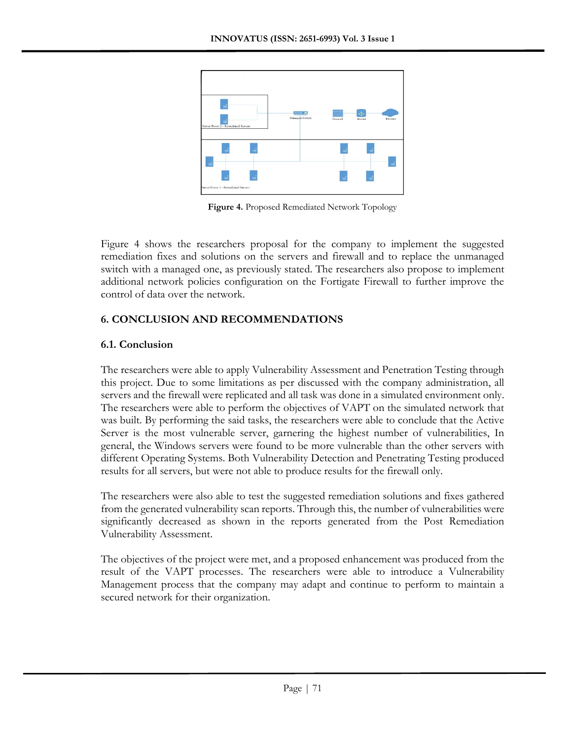**Figure 4.** Proposed Remediated Network Topology

Figure 4 shows the researchers proposal for the company to implement the suggested remediation fixes and solutions on the servers and firewall and to replace the unmanaged switch with a managed one, as previously stated. The researchers also propose to implement additional network policies configuration on the Fortigate Firewall to further improve the control of data over the network.

## 6. CONCLUSION AND RECOMMENDATIONS

### 6.1. Conclusion

The researchers were able to apply Vulnerability Assessment and Penetration Testing through this project. Due to some limitations as per discussed with the company administration, all servers and the firewall were replicated and all task was done in a simulated environment only. The researchers were able to perform the objectives of VAPT on the simulated network that was built. By performing the said tasks, the researchers were able to conclude that the Active Server is the most vulnerable server, garnering the highest number of vulnerabilities, In general, the Windows servers were found to be more vulnerable than the other servers with different Operating Systems. Both Vulnerability Detection and Penetrating Testing produced results for all servers, but were not able to produce results for the firewall only.

The researchers were also able to test the suggested remediation solutions and fixes gathered from the generated vulnerability scan reports. Through this, the number of vulnerabilities were significantly decreased as shown in the reports generated from the Post Remediation Vulnerability Assessment.

The objectives of the project were met, and a proposed enhancement was produced from the result of the VAPT processes. The researchers were able to introduce a Vulnerability Management process that the company may adapt and continue to perform to maintain a secured network for their organization.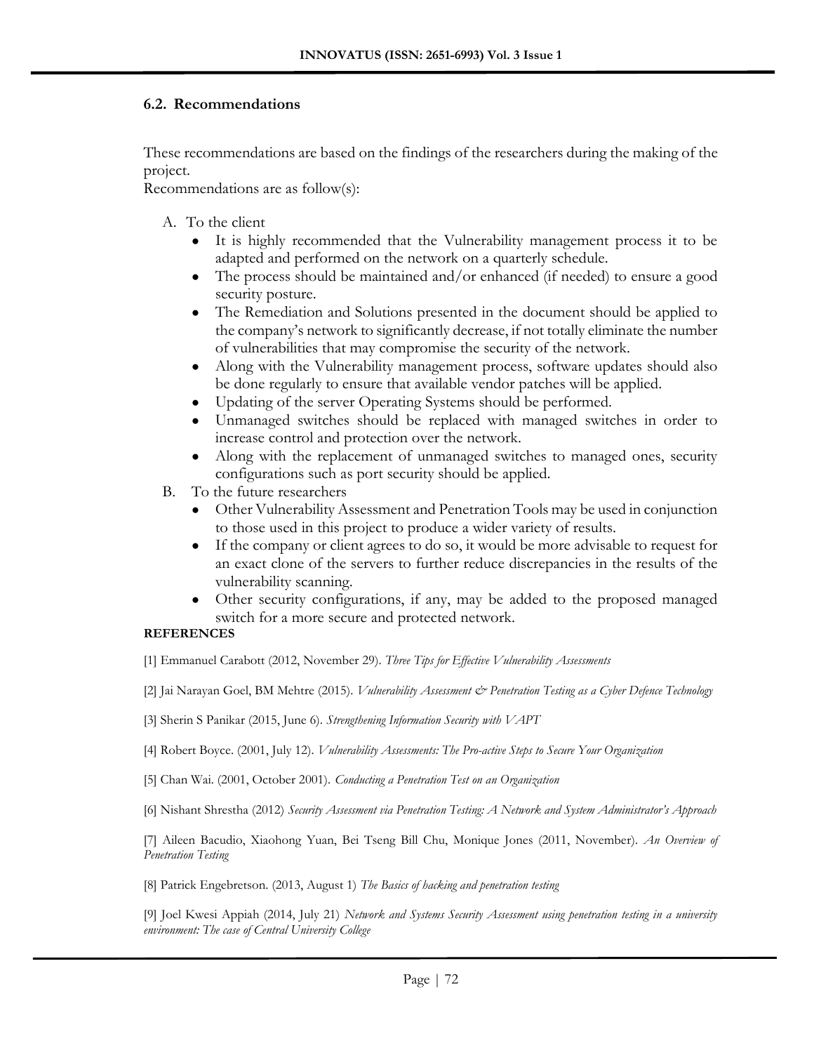### 6.2. Recommendations

These recommendations are based on the findings of the researchers during the making of the project.
Recommendations are as follow(s):

A. To the client
   - It is highly recommended that the Vulnerability management process it to be adapted and performed on the network on a quarterly schedule.
   - The process should be maintained and/or enhanced (if needed) to ensure a good security posture.
   - The Remediation and Solutions presented in the document should be applied to the company's network to significantly decrease, if not totally eliminate the number of vulnerabilities that may compromise the security of the network.
   - Along with the Vulnerability management process, software updates should also be done regularly to ensure that available vendor patches will be applied.
   - Updating of the server Operating Systems should be performed.
   - Unmanaged switches should be replaced with managed switches in order to increase control and protection over the network.
   - Along with the replacement of unmanaged switches to managed ones, security configurations such as port security should be applied.

B. To the future researchers
   - Other Vulnerability Assessment and Penetration Tools may be used in conjunction to those used in this project to produce a wider variety of results.
   - If the company or client agrees to do so, it would be more advisable to request for an exact clone of the servers to further reduce discrepancies in the results of the vulnerability scanning.
   - Other security configurations, if any, may be added to the proposed managed switch for a more secure and protected network.

**REFERENCES**

[1] Emmanuel Carabott (2012, November 29). *Three Tips for Effective Vulnerability Assessments*

[2] Jai Narayan Goel, BM Mehtre (2015). *Vulnerability Assessment & Penetration Testing as a Cyber Defence Technology*

[3] Sherin S Panikar (2015, June 6). *Strengthening Information Security with VAPT*

[4] Robert Boyce. (2001, July 12). *Vulnerability Assessments: The Pro-active Steps to Secure Your Organization*

[5] Chan Wai. (2001, October 2001). *Conducting a Penetration Test on an Organization*

[6] Nishant Shrestha (2012) *Security Assessment via Penetration Testing: A Network and System Administrator's Approach*

[7] Aileen Bacudio, Xiaohong Yuan, Bei Tseng Bill Chu, Monique Jones (2011, November). *An Overview of Penetration Testing*

[8] Patrick Engebretson. (2013, August 1) *The Basics of hacking and penetration testing*

[9] Joel Kwesi Appiah (2014, July 21) *Network and Systems Security Assessment using penetration testing in a university environment: The case of Central University College*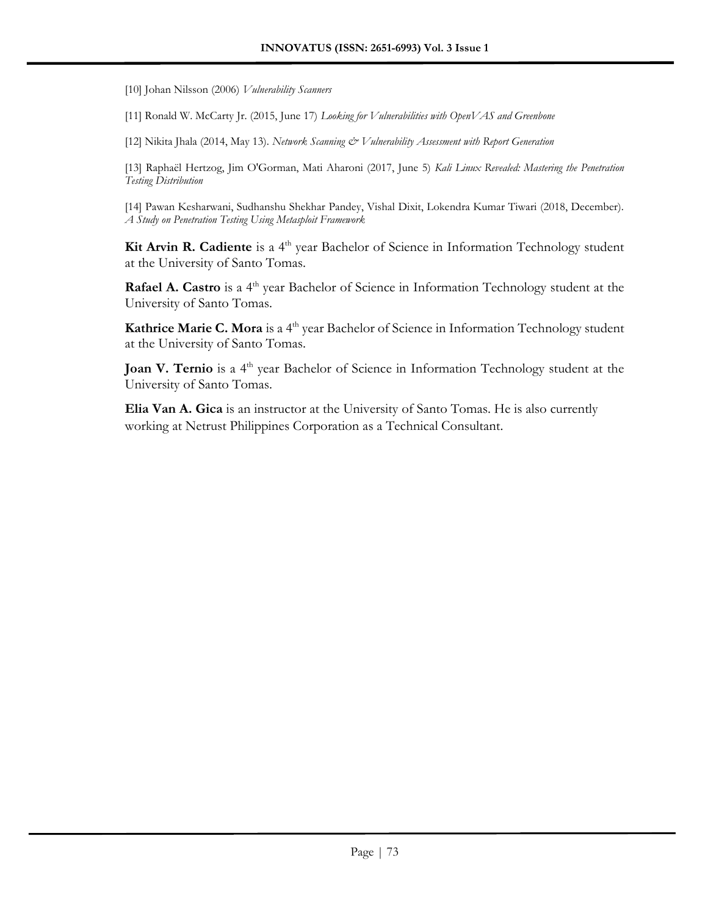[10] Johan Nilsson (2006) *Vulnerability Scanners*

[11] Ronald W. McCarty Jr. (2015, June 17) *Looking for Vulnerabilities with OpenVAS and Greenbone*

[12] Nikita Jhala (2014, May 13). *Network Scanning & Vulnerability Assessment with Report Generation*

[13] Raphaël Hertzog, Jim O'Gorman, Mati Aharoni (2017, June 5) *Kali Linux Revealed: Mastering the Penetration Testing Distribution*

[14] Pawan Kesharwani, Sudhanshu Shekhar Pandey, Vishal Dixit, Lokendra Kumar Tiwari (2018, December). *A Study on Penetration Testing Using Metasploit Framework*

**Kit Arvin R. Cadiente** is a 4th year Bachelor of Science in Information Technology student at the University of Santo Tomas.

**Rafael A. Castro** is a 4th year Bachelor of Science in Information Technology student at the University of Santo Tomas.

**Kathrice Marie C. Mora** is a 4th year Bachelor of Science in Information Technology student at the University of Santo Tomas.

**Joan V. Ternio** is a 4th year Bachelor of Science in Information Technology student at the University of Santo Tomas.

**Elia Van A. Gica** is an instructor at the University of Santo Tomas. He is also currently working at Netrust Philippines Corporation as a Technical Consultant.